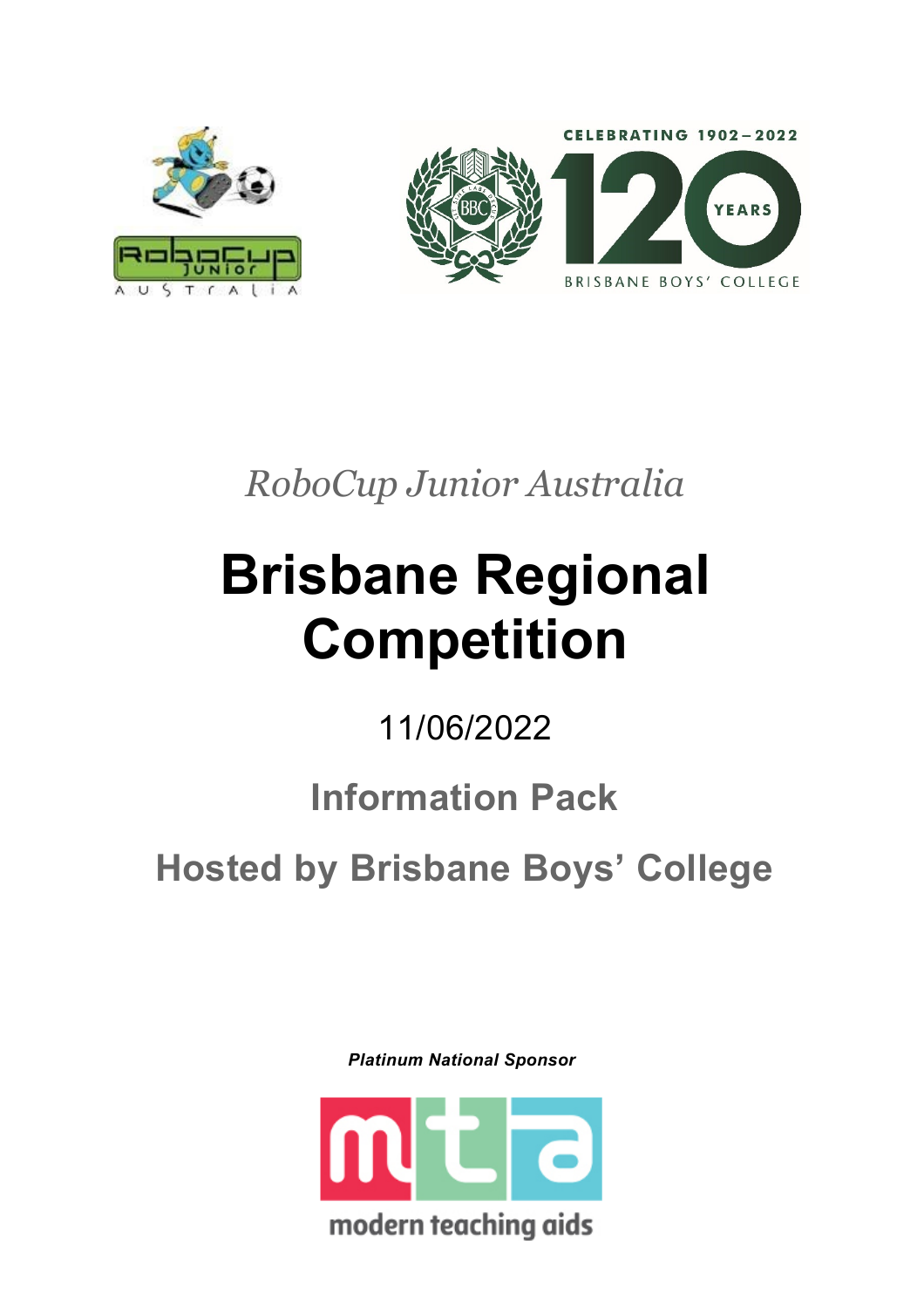*RoboCup Junior Australia*

# Brisbane Regional Competition

11/06/2022

## Information Pack

## Hosted by Brisbane Boys' College

***Platinum National Sponsor***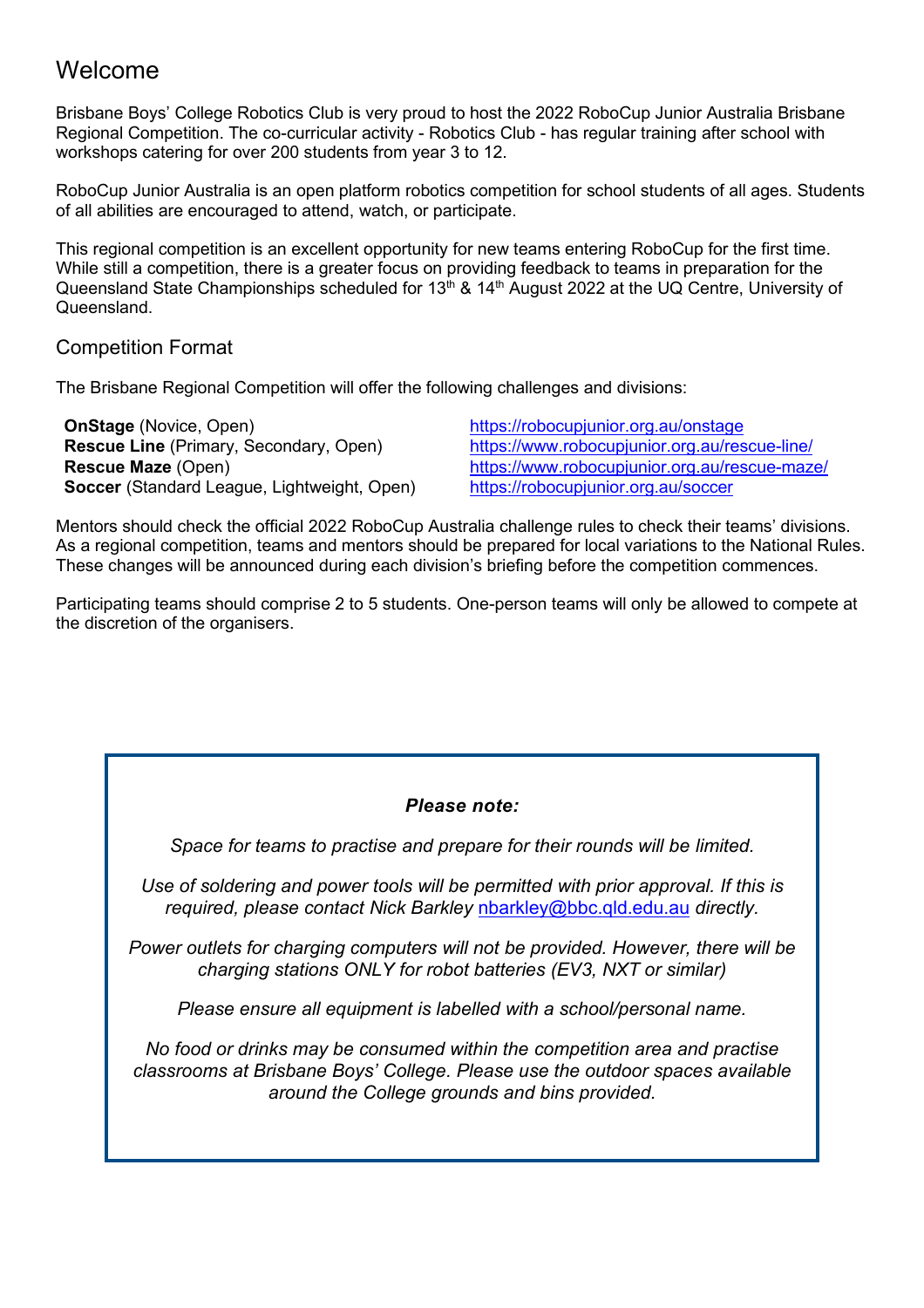# Welcome

Brisbane Boys' College Robotics Club is very proud to host the 2022 RoboCup Junior Australia Brisbane Regional Competition. The co-curricular activity - Robotics Club - has regular training after school with workshops catering for over 200 students from year 3 to 12.

RoboCup Junior Australia is an open platform robotics competition for school students of all ages. Students of all abilities are encouraged to attend, watch, or participate.

This regional competition is an excellent opportunity for new teams entering RoboCup for the first time. While still a competition, there is a greater focus on providing feedback to teams in preparation for the Queensland State Championships scheduled for 13th & 14th August 2022 at the UQ Centre, University of Queensland.

## Competition Format

The Brisbane Regional Competition will offer the following challenges and divisions:

| | |
|---|---|
| **OnStage** (Novice, Open) | https://robocupjunior.org.au/onstage |
| **Rescue Line** (Primary, Secondary, Open) | https://www.robocupjunior.org.au/rescue-line/ |
| **Rescue Maze** (Open) | https://www.robocupjunior.org.au/rescue-maze/ |
| **Soccer** (Standard League, Lightweight, Open) | https://robocupjunior.org.au/soccer |

Mentors should check the official 2022 RoboCup Australia challenge rules to check their teams' divisions. As a regional competition, teams and mentors should be prepared for local variations to the National Rules. These changes will be announced during each division's briefing before the competition commences.

Participating teams should comprise 2 to 5 students. One-person teams will only be allowed to compete at the discretion of the organisers.

> ***Please note:***
>
> *Space for teams to practise and prepare for their rounds will be limited.*
>
> *Use of soldering and power tools will be permitted with prior approval. If this is required, please contact Nick Barkley* nbarkley@bbc.qld.edu.au *directly.*
>
> *Power outlets for charging computers will not be provided. However, there will be charging stations ONLY for robot batteries (EV3, NXT or similar)*
>
> *Please ensure all equipment is labelled with a school/personal name.*
>
> *No food or drinks may be consumed within the competition area and practise classrooms at Brisbane Boys' College. Please use the outdoor spaces available around the College grounds and bins provided.*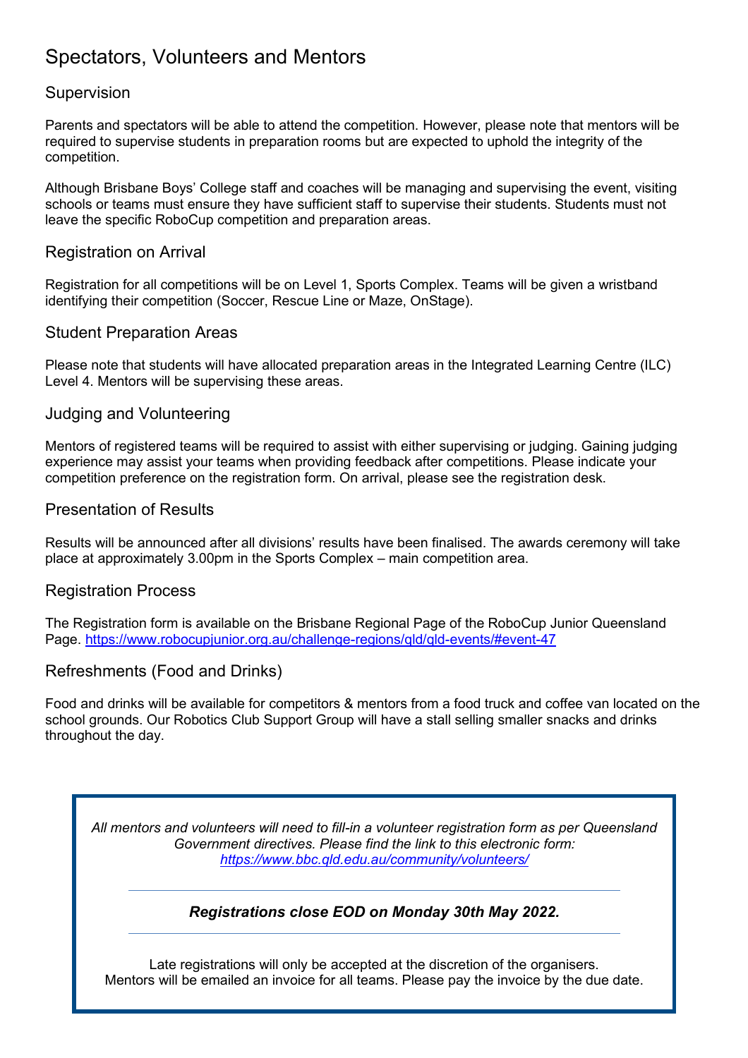# Spectators, Volunteers and Mentors

## Supervision

Parents and spectators will be able to attend the competition. However, please note that mentors will be required to supervise students in preparation rooms but are expected to uphold the integrity of the competition.

Although Brisbane Boys' College staff and coaches will be managing and supervising the event, visiting schools or teams must ensure they have sufficient staff to supervise their students. Students must not leave the specific RoboCup competition and preparation areas.

## Registration on Arrival

Registration for all competitions will be on Level 1, Sports Complex. Teams will be given a wristband identifying their competition (Soccer, Rescue Line or Maze, OnStage).

## Student Preparation Areas

Please note that students will have allocated preparation areas in the Integrated Learning Centre (ILC) Level 4. Mentors will be supervising these areas.

## Judging and Volunteering

Mentors of registered teams will be required to assist with either supervising or judging. Gaining judging experience may assist your teams when providing feedback after competitions. Please indicate your competition preference on the registration form. On arrival, please see the registration desk.

## Presentation of Results

Results will be announced after all divisions' results have been finalised. The awards ceremony will take place at approximately 3.00pm in the Sports Complex – main competition area.

## Registration Process

The Registration form is available on the Brisbane Regional Page of the RoboCup Junior Queensland Page. [https://www.robocupjunior.org.au/challenge-regions/qld/qld-events/#event-47](https://www.robocupjunior.org.au/challenge-regions/qld/qld-events/#event-47)

## Refreshments (Food and Drinks)

Food and drinks will be available for competitors & mentors from a food truck and coffee van located on the school grounds. Our Robotics Club Support Group will have a stall selling smaller snacks and drinks throughout the day.

---

*All mentors and volunteers will need to fill-in a volunteer registration form as per Queensland Government directives. Please find the link to this electronic form:* [*https://www.bbc.qld.edu.au/community/volunteers/*](https://www.bbc.qld.edu.au/community/volunteers/)

---

***Registrations close EOD on Monday 30th May 2022.***

---

Late registrations will only be accepted at the discretion of the organisers.
Mentors will be emailed an invoice for all teams. Please pay the invoice by the due date.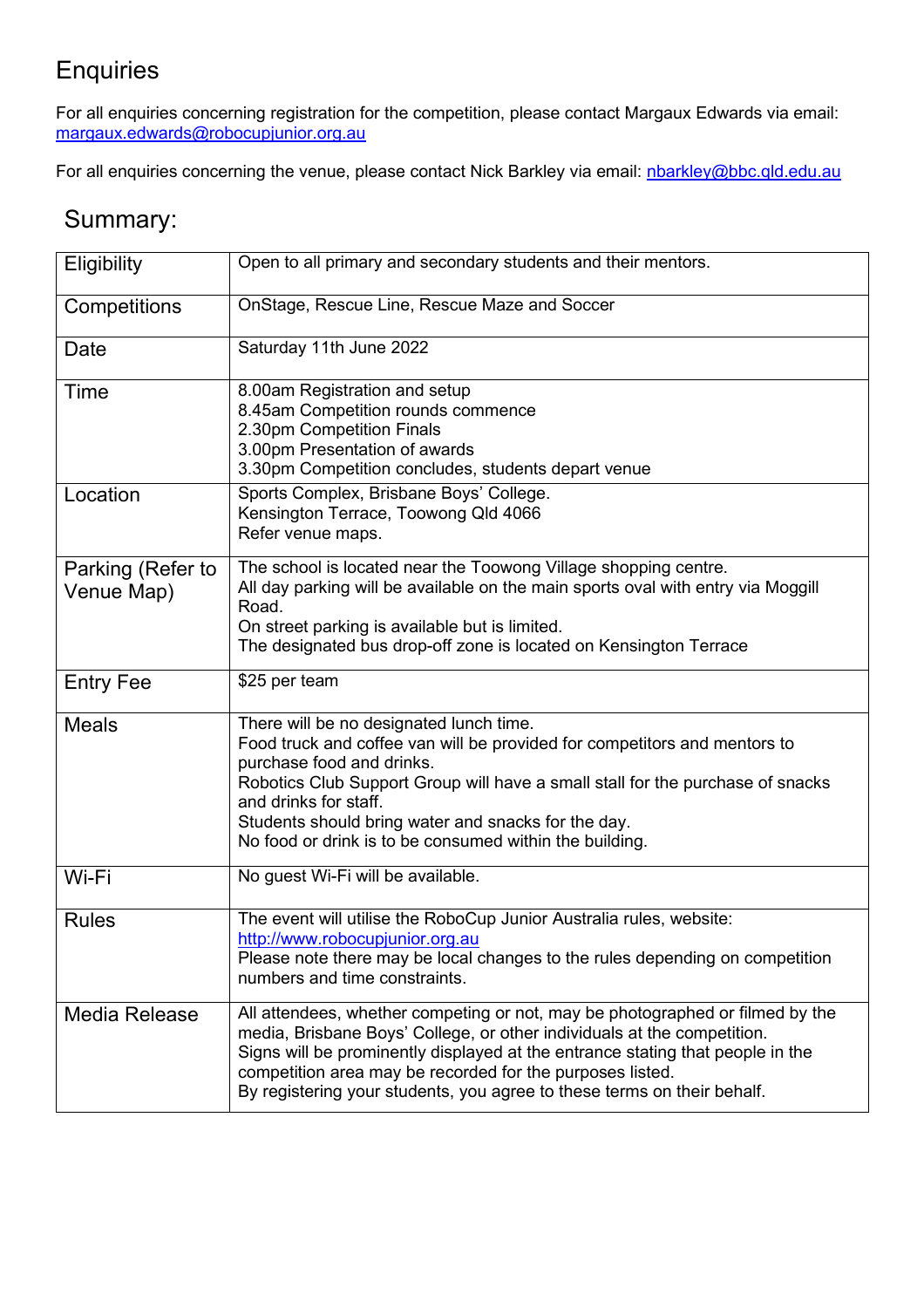## Enquiries

For all enquiries concerning registration for the competition, please contact Margaux Edwards via email: margaux.edwards@robocupjunior.org.au

For all enquiries concerning the venue, please contact Nick Barkley via email: nbarkley@bbc.qld.edu.au

## Summary:

| | |
|---|---|
| Eligibility | Open to all primary and secondary students and their mentors. |
| Competitions | OnStage, Rescue Line, Rescue Maze and Soccer |
| Date | Saturday 11th June 2022 |
| Time | 8.00am Registration and setup<br>8.45am Competition rounds commence<br>2.30pm Competition Finals<br>3.00pm Presentation of awards<br>3.30pm Competition concludes, students depart venue |
| Location | Sports Complex, Brisbane Boys' College.<br>Kensington Terrace, Toowong Qld 4066<br>Refer venue maps. |
| Parking (Refer to Venue Map) | The school is located near the Toowong Village shopping centre.<br>All day parking will be available on the main sports oval with entry via Moggill Road.<br>On street parking is available but is limited.<br>The designated bus drop-off zone is located on Kensington Terrace |
| Entry Fee | $25 per team |
| Meals | There will be no designated lunch time.<br>Food truck and coffee van will be provided for competitors and mentors to purchase food and drinks.<br>Robotics Club Support Group will have a small stall for the purchase of snacks and drinks for staff.<br>Students should bring water and snacks for the day.<br>No food or drink is to be consumed within the building. |
| Wi-Fi | No guest Wi-Fi will be available. |
| Rules | The event will utilise the RoboCup Junior Australia rules, website: http://www.robocupjunior.org.au<br>Please note there may be local changes to the rules depending on competition numbers and time constraints. |
| Media Release | All attendees, whether competing or not, may be photographed or filmed by the media, Brisbane Boys' College, or other individuals at the competition.<br>Signs will be prominently displayed at the entrance stating that people in the competition area may be recorded for the purposes listed.<br>By registering your students, you agree to these terms on their behalf. |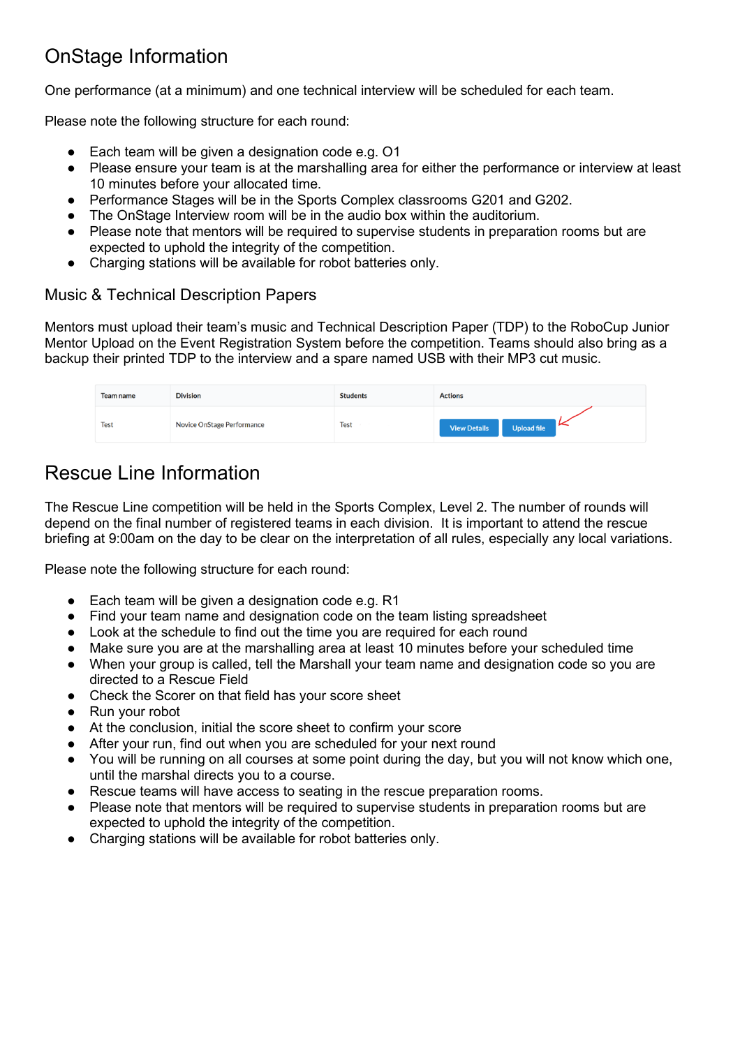# OnStage Information

One performance (at a minimum) and one technical interview will be scheduled for each team.

Please note the following structure for each round:

- Each team will be given a designation code e.g. O1
- Please ensure your team is at the marshalling area for either the performance or interview at least 10 minutes before your allocated time.
- Performance Stages will be in the Sports Complex classrooms G201 and G202.
- The OnStage Interview room will be in the audio box within the auditorium.
- Please note that mentors will be required to supervise students in preparation rooms but are expected to uphold the integrity of the competition.
- Charging stations will be available for robot batteries only.

## Music & Technical Description Papers

Mentors must upload their team's music and Technical Description Paper (TDP) to the RoboCup Junior Mentor Upload on the Event Registration System before the competition. Teams should also bring as a backup their printed TDP to the interview and a spare named USB with their MP3 cut music.

| Team name | Division | Students | Actions |
|---|---|---|---|
| Test | Novice OnStage Performance | Test | View Details Upload file |

# Rescue Line Information

The Rescue Line competition will be held in the Sports Complex, Level 2. The number of rounds will depend on the final number of registered teams in each division. It is important to attend the rescue briefing at 9:00am on the day to be clear on the interpretation of all rules, especially any local variations.

Please note the following structure for each round:

- Each team will be given a designation code e.g. R1
- Find your team name and designation code on the team listing spreadsheet
- Look at the schedule to find out the time you are required for each round
- Make sure you are at the marshalling area at least 10 minutes before your scheduled time
- When your group is called, tell the Marshall your team name and designation code so you are directed to a Rescue Field
- Check the Scorer on that field has your score sheet
- Run your robot
- At the conclusion, initial the score sheet to confirm your score
- After your run, find out when you are scheduled for your next round
- You will be running on all courses at some point during the day, but you will not know which one, until the marshal directs you to a course.
- Rescue teams will have access to seating in the rescue preparation rooms.
- Please note that mentors will be required to supervise students in preparation rooms but are expected to uphold the integrity of the competition.
- Charging stations will be available for robot batteries only.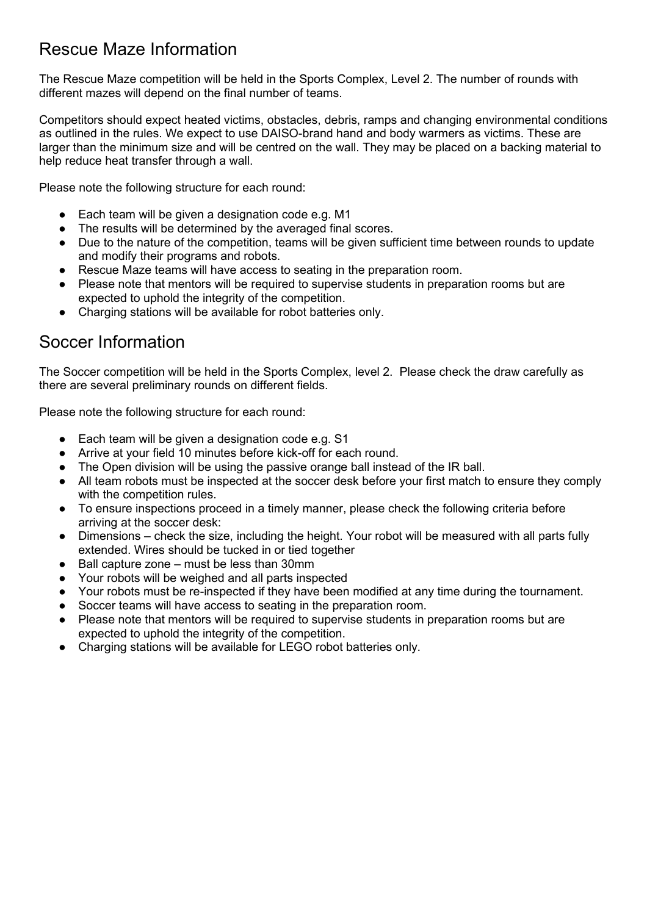## Rescue Maze Information

The Rescue Maze competition will be held in the Sports Complex, Level 2. The number of rounds with different mazes will depend on the final number of teams.

Competitors should expect heated victims, obstacles, debris, ramps and changing environmental conditions as outlined in the rules. We expect to use DAISO-brand hand and body warmers as victims. These are larger than the minimum size and will be centred on the wall. They may be placed on a backing material to help reduce heat transfer through a wall.

Please note the following structure for each round:

- Each team will be given a designation code e.g. M1
- The results will be determined by the averaged final scores.
- Due to the nature of the competition, teams will be given sufficient time between rounds to update and modify their programs and robots.
- Rescue Maze teams will have access to seating in the preparation room.
- Please note that mentors will be required to supervise students in preparation rooms but are expected to uphold the integrity of the competition.
- Charging stations will be available for robot batteries only.

## Soccer Information

The Soccer competition will be held in the Sports Complex, level 2. Please check the draw carefully as there are several preliminary rounds on different fields.

Please note the following structure for each round:

- Each team will be given a designation code e.g. S1
- Arrive at your field 10 minutes before kick-off for each round.
- The Open division will be using the passive orange ball instead of the IR ball.
- All team robots must be inspected at the soccer desk before your first match to ensure they comply with the competition rules.
- To ensure inspections proceed in a timely manner, please check the following criteria before arriving at the soccer desk:
- Dimensions – check the size, including the height. Your robot will be measured with all parts fully extended. Wires should be tucked in or tied together
- Ball capture zone – must be less than 30mm
- Your robots will be weighed and all parts inspected
- Your robots must be re-inspected if they have been modified at any time during the tournament.
- Soccer teams will have access to seating in the preparation room.
- Please note that mentors will be required to supervise students in preparation rooms but are expected to uphold the integrity of the competition.
- Charging stations will be available for LEGO robot batteries only.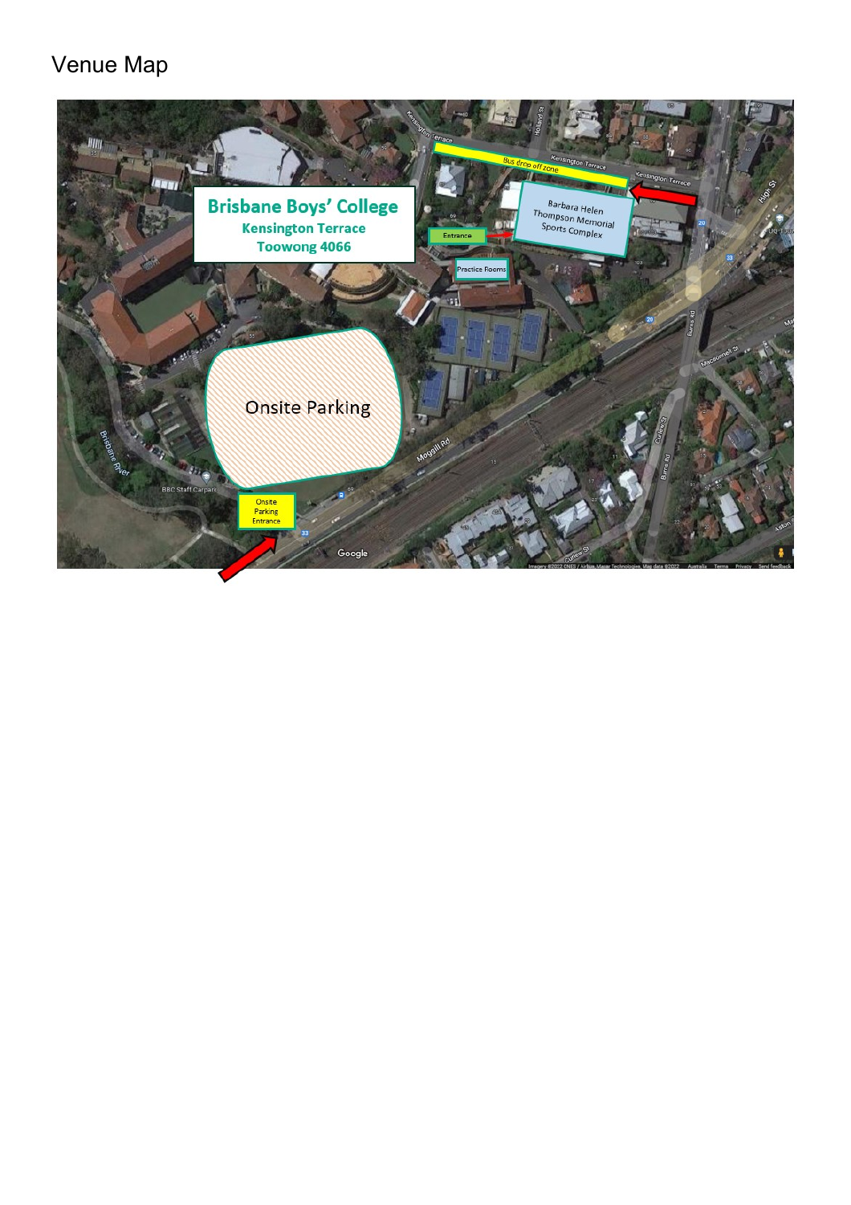# Venue Map

Brisbane Boys' College
Kensington Terrace
Toowong 4066

Bus drop off zone

Barbara Helen Thompson Memorial Sports Complex

Entrance

Practice Rooms

Onsite Parking

Onsite Parking Entrance